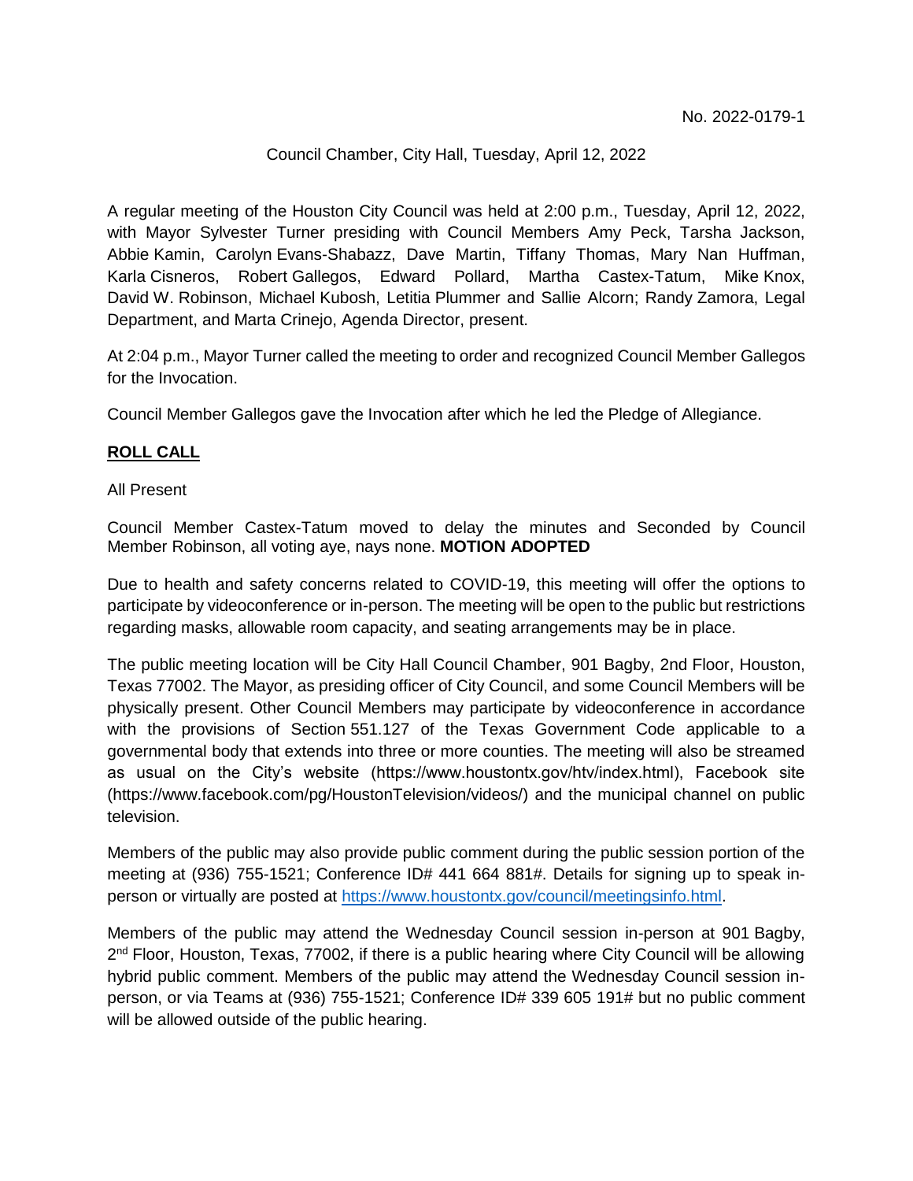No. 2022-0179-1

Council Chamber, City Hall, Tuesday, April 12, 2022

A regular meeting of the Houston City Council was held at 2:00 p.m., Tuesday, April 12, 2022, with Mayor Sylvester Turner presiding with Council Members Amy Peck, Tarsha Jackson, Abbie Kamin, Carolyn Evans-Shabazz, Dave Martin, Tiffany Thomas, Mary Nan Huffman, Karla Cisneros, Robert Gallegos, Edward Pollard, Martha Castex-Tatum, Mike Knox, David W. Robinson, Michael Kubosh, Letitia Plummer and Sallie Alcorn; Randy Zamora, Legal Department, and Marta Crinejo, Agenda Director, present.

At 2:04 p.m., Mayor Turner called the meeting to order and recognized Council Member Gallegos for the Invocation.

Council Member Gallegos gave the Invocation after which he led the Pledge of Allegiance.

**ROLL CALL**

All Present

Council Member Castex-Tatum moved to delay the minutes and Seconded by Council Member Robinson, all voting aye, nays none. **MOTION ADOPTED**

Due to health and safety concerns related to COVID-19, this meeting will offer the options to participate by videoconference or in-person. The meeting will be open to the public but restrictions regarding masks, allowable room capacity, and seating arrangements may be in place.

The public meeting location will be City Hall Council Chamber, 901 Bagby, 2nd Floor, Houston, Texas 77002. The Mayor, as presiding officer of City Council, and some Council Members will be physically present. Other Council Members may participate by videoconference in accordance with the provisions of Section 551.127 of the Texas Government Code applicable to a governmental body that extends into three or more counties. The meeting will also be streamed as usual on the City's website (https://www.houstontx.gov/htv/index.html), Facebook site (https://www.facebook.com/pg/HoustonTelevision/videos/) and the municipal channel on public television.

Members of the public may also provide public comment during the public session portion of the meeting at (936) 755-1521; Conference ID# 441 664 881#. Details for signing up to speak in-person or virtually are posted at https://www.houstontx.gov/council/meetingsinfo.html.

Members of the public may attend the Wednesday Council session in-person at 901 Bagby, 2nd Floor, Houston, Texas, 77002, if there is a public hearing where City Council will be allowing hybrid public comment. Members of the public may attend the Wednesday Council session in-person, or via Teams at (936) 755-1521; Conference ID# 339 605 191# but no public comment will be allowed outside of the public hearing.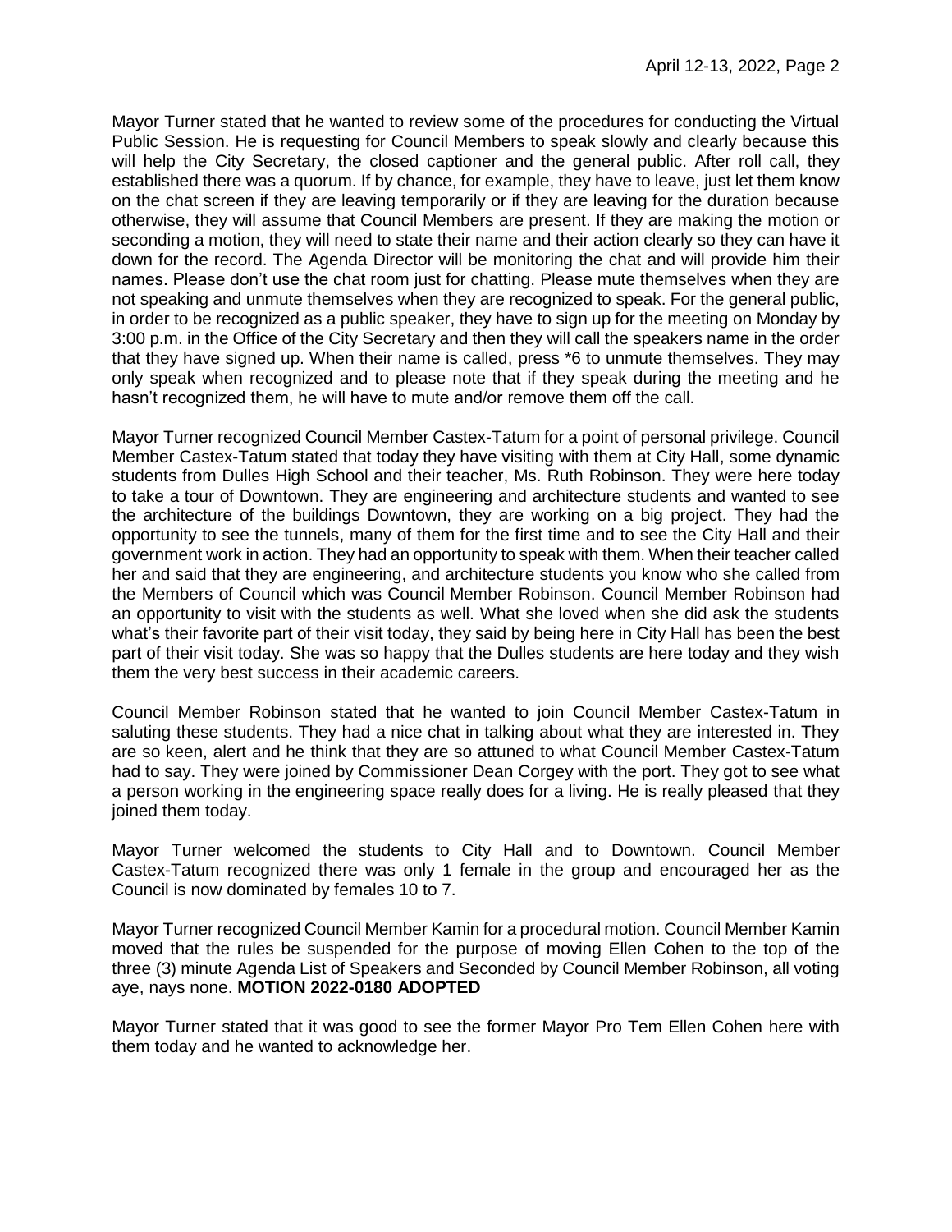Mayor Turner stated that he wanted to review some of the procedures for conducting the Virtual Public Session. He is requesting for Council Members to speak slowly and clearly because this will help the City Secretary, the closed captioner and the general public. After roll call, they established there was a quorum. If by chance, for example, they have to leave, just let them know on the chat screen if they are leaving temporarily or if they are leaving for the duration because otherwise, they will assume that Council Members are present. If they are making the motion or seconding a motion, they will need to state their name and their action clearly so they can have it down for the record. The Agenda Director will be monitoring the chat and will provide him their names. Please don't use the chat room just for chatting. Please mute themselves when they are not speaking and unmute themselves when they are recognized to speak. For the general public, in order to be recognized as a public speaker, they have to sign up for the meeting on Monday by 3:00 p.m. in the Office of the City Secretary and then they will call the speakers name in the order that they have signed up. When their name is called, press *6 to unmute themselves. They may only speak when recognized and to please note that if they speak during the meeting and he hasn't recognized them, he will have to mute and/or remove them off the call.

Mayor Turner recognized Council Member Castex-Tatum for a point of personal privilege. Council Member Castex-Tatum stated that today they have visiting with them at City Hall, some dynamic students from Dulles High School and their teacher, Ms. Ruth Robinson. They were here today to take a tour of Downtown. They are engineering and architecture students and wanted to see the architecture of the buildings Downtown, they are working on a big project. They had the opportunity to see the tunnels, many of them for the first time and to see the City Hall and their government work in action. They had an opportunity to speak with them. When their teacher called her and said that they are engineering, and architecture students you know who she called from the Members of Council which was Council Member Robinson. Council Member Robinson had an opportunity to visit with the students as well. What she loved when she did ask the students what's their favorite part of their visit today, they said by being here in City Hall has been the best part of their visit today. She was so happy that the Dulles students are here today and they wish them the very best success in their academic careers.

Council Member Robinson stated that he wanted to join Council Member Castex-Tatum in saluting these students. They had a nice chat in talking about what they are interested in. They are so keen, alert and he think that they are so attuned to what Council Member Castex-Tatum had to say. They were joined by Commissioner Dean Corgey with the port. They got to see what a person working in the engineering space really does for a living. He is really pleased that they joined them today.

Mayor Turner welcomed the students to City Hall and to Downtown. Council Member Castex-Tatum recognized there was only 1 female in the group and encouraged her as the Council is now dominated by females 10 to 7.

Mayor Turner recognized Council Member Kamin for a procedural motion. Council Member Kamin moved that the rules be suspended for the purpose of moving Ellen Cohen to the top of the three (3) minute Agenda List of Speakers and Seconded by Council Member Robinson, all voting aye, nays none. **MOTION 2022-0180 ADOPTED**

Mayor Turner stated that it was good to see the former Mayor Pro Tem Ellen Cohen here with them today and he wanted to acknowledge her.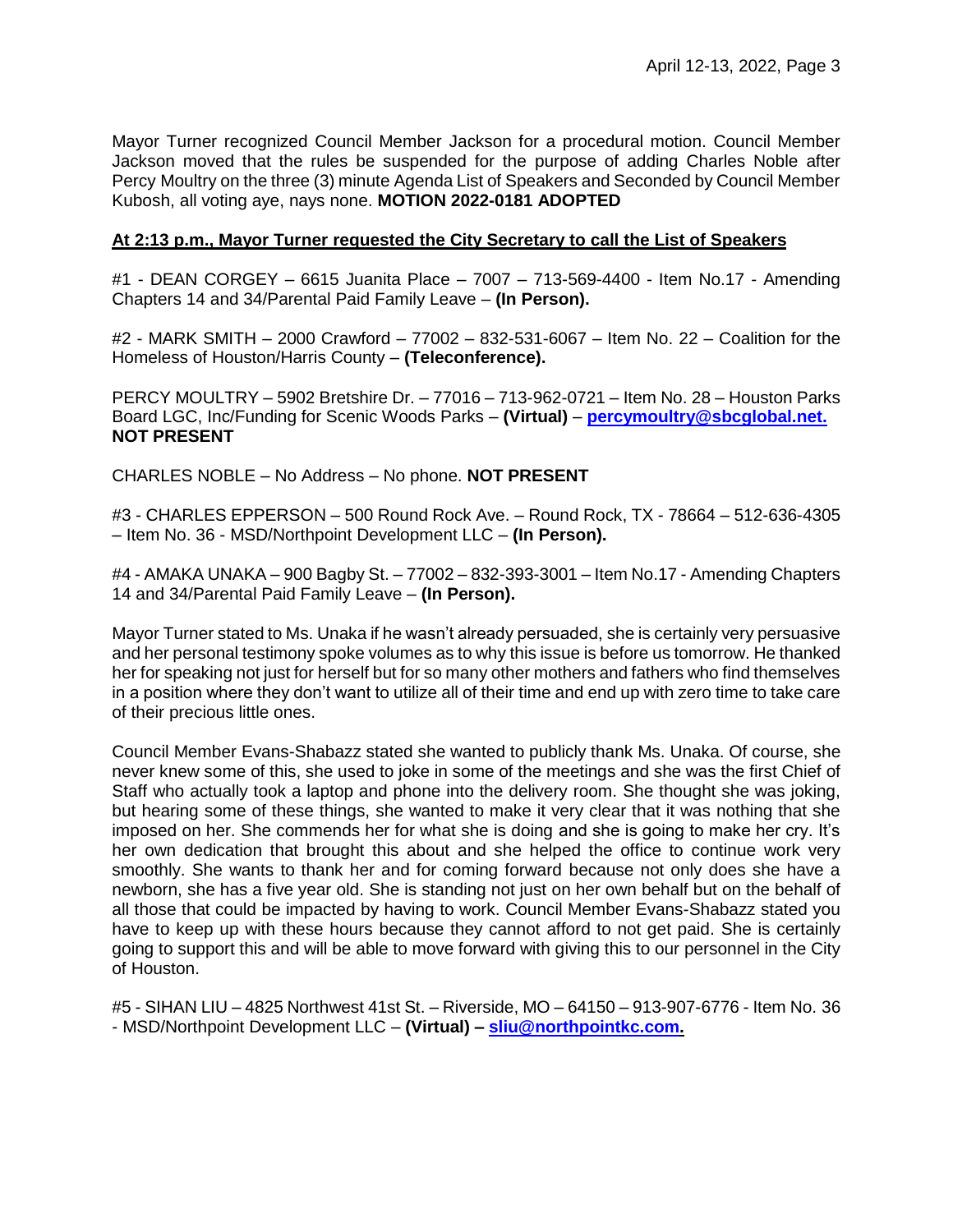Mayor Turner recognized Council Member Jackson for a procedural motion. Council Member Jackson moved that the rules be suspended for the purpose of adding Charles Noble after Percy Moultry on the three (3) minute Agenda List of Speakers and Seconded by Council Member Kubosh, all voting aye, nays none. **MOTION 2022-0181 ADOPTED**

**At 2:13 p.m., Mayor Turner requested the City Secretary to call the List of Speakers**

#1 - DEAN CORGEY – 6615 Juanita Place – 7007 – 713-569-4400 - Item No.17 - Amending Chapters 14 and 34/Parental Paid Family Leave – **(In Person).**

#2 - MARK SMITH – 2000 Crawford – 77002 – 832-531-6067 – Item No. 22 – Coalition for the Homeless of Houston/Harris County – **(Teleconference).**

PERCY MOULTRY – 5902 Bretshire Dr. – 77016 – 713-962-0721 – Item No. 28 – Houston Parks Board LGC, Inc/Funding for Scenic Woods Parks – **(Virtual)** – **percymoultry@sbcglobal.net.** **NOT PRESENT**

CHARLES NOBLE – No Address – No phone. **NOT PRESENT**

#3 - CHARLES EPPERSON – 500 Round Rock Ave. – Round Rock, TX - 78664 – 512-636-4305 – Item No. 36 - MSD/Northpoint Development LLC – **(In Person).**

#4 - AMAKA UNAKA – 900 Bagby St. – 77002 – 832-393-3001 – Item No.17 - Amending Chapters 14 and 34/Parental Paid Family Leave – **(In Person).**

Mayor Turner stated to Ms. Unaka if he wasn't already persuaded, she is certainly very persuasive and her personal testimony spoke volumes as to why this issue is before us tomorrow. He thanked her for speaking not just for herself but for so many other mothers and fathers who find themselves in a position where they don't want to utilize all of their time and end up with zero time to take care of their precious little ones.

Council Member Evans-Shabazz stated she wanted to publicly thank Ms. Unaka. Of course, she never knew some of this, she used to joke in some of the meetings and she was the first Chief of Staff who actually took a laptop and phone into the delivery room. She thought she was joking, but hearing some of these things, she wanted to make it very clear that it was nothing that she imposed on her. She commends her for what she is doing and she is going to make her cry. It's her own dedication that brought this about and she helped the office to continue work very smoothly. She wants to thank her and for coming forward because not only does she have a newborn, she has a five year old. She is standing not just on her own behalf but on the behalf of all those that could be impacted by having to work. Council Member Evans-Shabazz stated you have to keep up with these hours because they cannot afford to not get paid. She is certainly going to support this and will be able to move forward with giving this to our personnel in the City of Houston.

#5 - SIHAN LIU – 4825 Northwest 41st St. – Riverside, MO – 64150 – 913-907-6776 - Item No. 36 - MSD/Northpoint Development LLC – **(Virtual) – sliu@northpointkc.com.**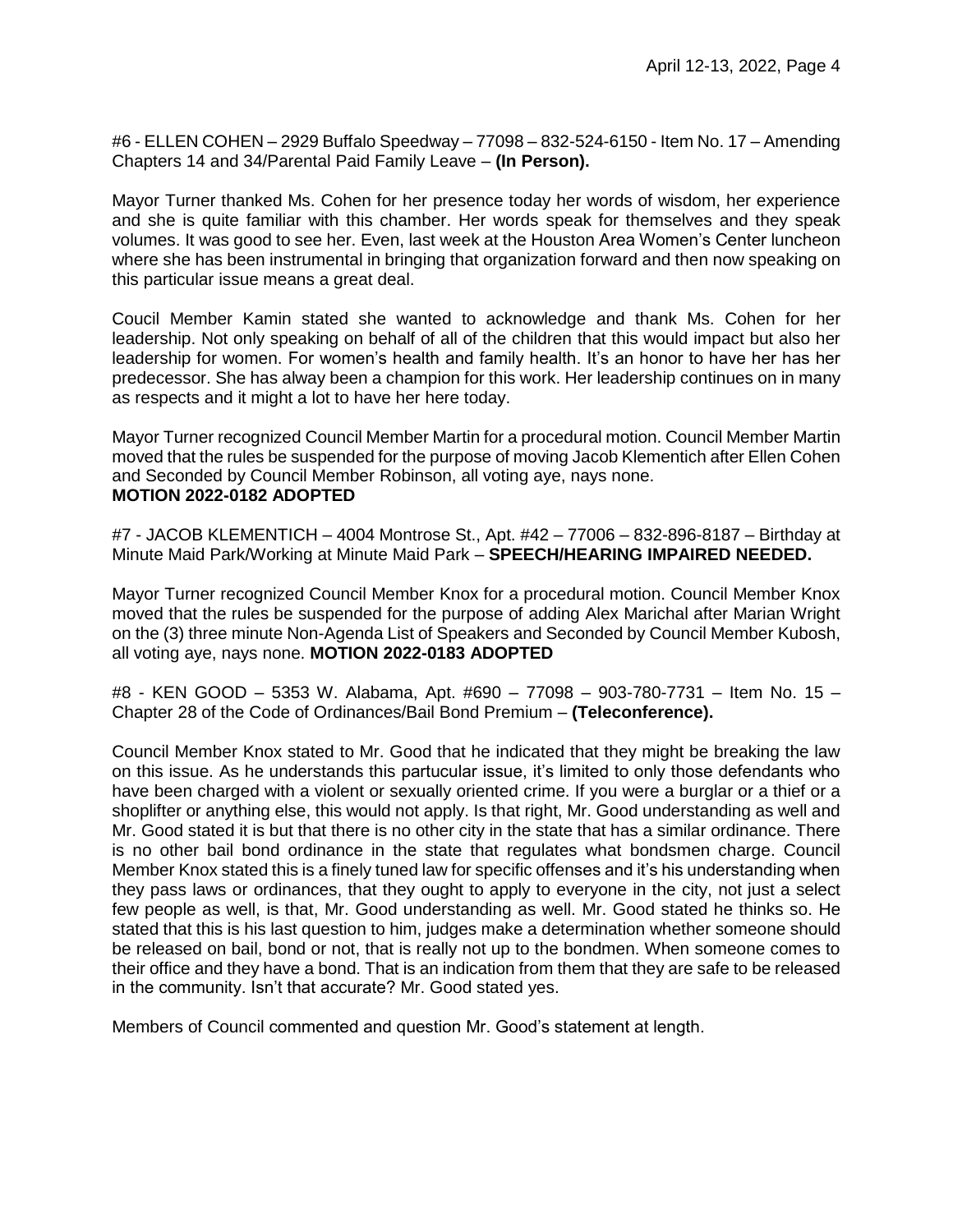#6 - ELLEN COHEN – 2929 Buffalo Speedway – 77098 – 832-524-6150 - Item No. 17 – Amending Chapters 14 and 34/Parental Paid Family Leave – **(In Person).**

Mayor Turner thanked Ms. Cohen for her presence today her words of wisdom, her experience and she is quite familiar with this chamber. Her words speak for themselves and they speak volumes. It was good to see her. Even, last week at the Houston Area Women's Center luncheon where she has been instrumental in bringing that organization forward and then now speaking on this particular issue means a great deal.

Coucil Member Kamin stated she wanted to acknowledge and thank Ms. Cohen for her leadership. Not only speaking on behalf of all of the children that this would impact but also her leadership for women. For women's health and family health. It's an honor to have her has her predecessor. She has alway been a champion for this work. Her leadership continues on in many as respects and it might a lot to have her here today.

Mayor Turner recognized Council Member Martin for a procedural motion. Council Member Martin moved that the rules be suspended for the purpose of moving Jacob Klementich after Ellen Cohen and Seconded by Council Member Robinson, all voting aye, nays none.
**MOTION 2022-0182 ADOPTED**

#7 - JACOB KLEMENTICH – 4004 Montrose St., Apt. #42 – 77006 – 832-896-8187 – Birthday at Minute Maid Park/Working at Minute Maid Park – **SPEECH/HEARING IMPAIRED NEEDED.**

Mayor Turner recognized Council Member Knox for a procedural motion. Council Member Knox moved that the rules be suspended for the purpose of adding Alex Marichal after Marian Wright on the (3) three minute Non-Agenda List of Speakers and Seconded by Council Member Kubosh, all voting aye, nays none. **MOTION 2022-0183 ADOPTED**

#8 - KEN GOOD – 5353 W. Alabama, Apt. #690 – 77098 – 903-780-7731 – Item No. 15 – Chapter 28 of the Code of Ordinances/Bail Bond Premium – **(Teleconference).**

Council Member Knox stated to Mr. Good that he indicated that they might be breaking the law on this issue. As he understands this partucular issue, it's limited to only those defendants who have been charged with a violent or sexually oriented crime. If you were a burglar or a thief or a shoplifter or anything else, this would not apply. Is that right, Mr. Good understanding as well and Mr. Good stated it is but that there is no other city in the state that has a similar ordinance. There is no other bail bond ordinance in the state that regulates what bondsmen charge. Council Member Knox stated this is a finely tuned law for specific offenses and it's his understanding when they pass laws or ordinances, that they ought to apply to everyone in the city, not just a select few people as well, is that, Mr. Good understanding as well. Mr. Good stated he thinks so. He stated that this is his last question to him, judges make a determination whether someone should be released on bail, bond or not, that is really not up to the bondmen. When someone comes to their office and they have a bond. That is an indication from them that they are safe to be released in the community. Isn't that accurate? Mr. Good stated yes.

Members of Council commented and question Mr. Good's statement at length.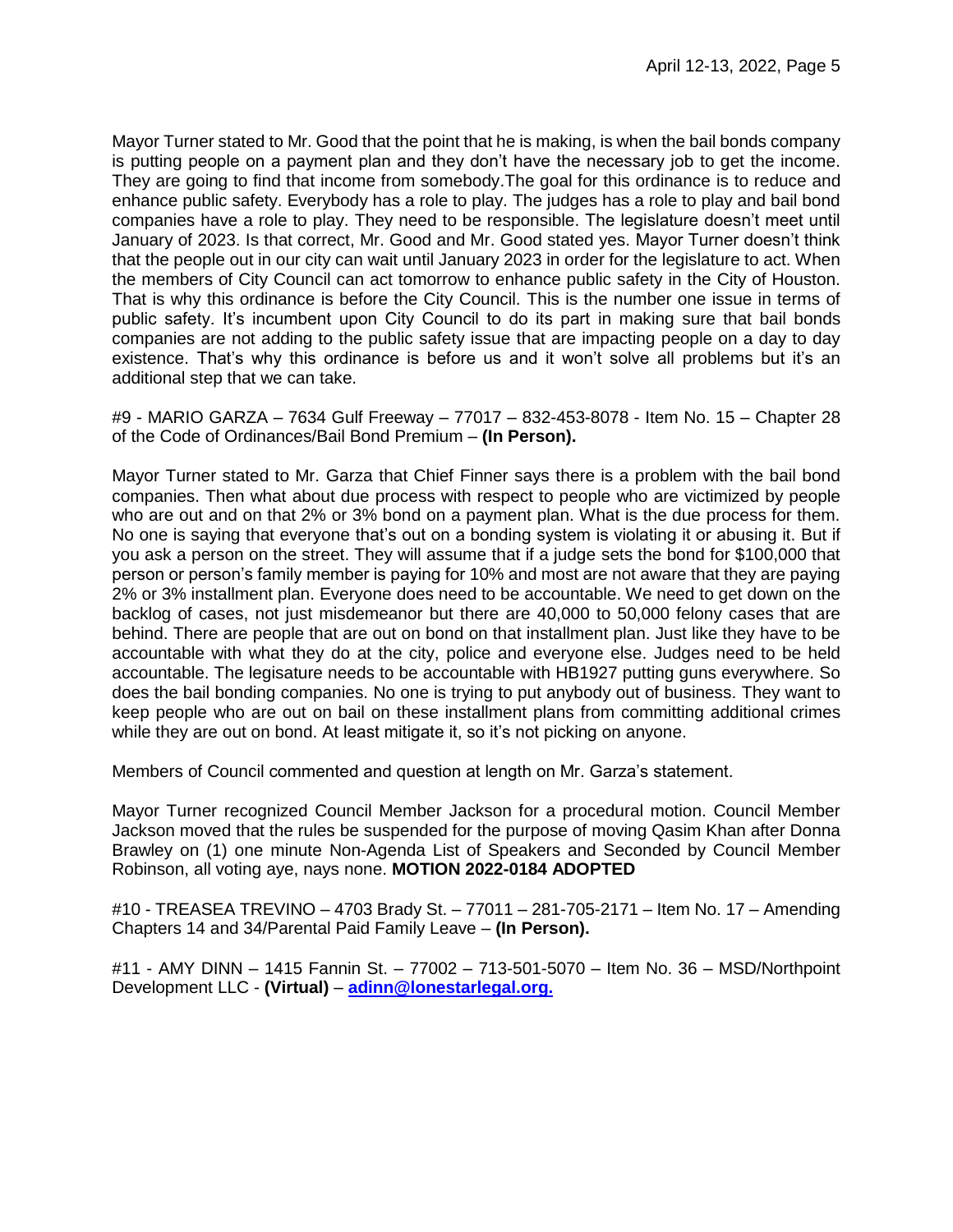Mayor Turner stated to Mr. Good that the point that he is making, is when the bail bonds company is putting people on a payment plan and they don't have the necessary job to get the income. They are going to find that income from somebody.The goal for this ordinance is to reduce and enhance public safety. Everybody has a role to play. The judges has a role to play and bail bond companies have a role to play. They need to be responsible. The legislature doesn't meet until January of 2023. Is that correct, Mr. Good and Mr. Good stated yes. Mayor Turner doesn't think that the people out in our city can wait until January 2023 in order for the legislature to act. When the members of City Council can act tomorrow to enhance public safety in the City of Houston. That is why this ordinance is before the City Council. This is the number one issue in terms of public safety. It's incumbent upon City Council to do its part in making sure that bail bonds companies are not adding to the public safety issue that are impacting people on a day to day existence. That's why this ordinance is before us and it won't solve all problems but it's an additional step that we can take.

#9 - MARIO GARZA – 7634 Gulf Freeway – 77017 – 832-453-8078 - Item No. 15 – Chapter 28 of the Code of Ordinances/Bail Bond Premium – **(In Person).**

Mayor Turner stated to Mr. Garza that Chief Finner says there is a problem with the bail bond companies. Then what about due process with respect to people who are victimized by people who are out and on that 2% or 3% bond on a payment plan. What is the due process for them. No one is saying that everyone that's out on a bonding system is violating it or abusing it. But if you ask a person on the street. They will assume that if a judge sets the bond for $100,000 that person or person's family member is paying for 10% and most are not aware that they are paying 2% or 3% installment plan. Everyone does need to be accountable. We need to get down on the backlog of cases, not just misdemeanor but there are 40,000 to 50,000 felony cases that are behind. There are people that are out on bond on that installment plan. Just like they have to be accountable with what they do at the city, police and everyone else. Judges need to be held accountable. The legisature needs to be accountable with HB1927 putting guns everywhere. So does the bail bonding companies. No one is trying to put anybody out of business. They want to keep people who are out on bail on these installment plans from committing additional crimes while they are out on bond. At least mitigate it, so it's not picking on anyone.

Members of Council commented and question at length on Mr. Garza's statement.

Mayor Turner recognized Council Member Jackson for a procedural motion. Council Member Jackson moved that the rules be suspended for the purpose of moving Qasim Khan after Donna Brawley on (1) one minute Non-Agenda List of Speakers and Seconded by Council Member Robinson, all voting aye, nays none. **MOTION 2022-0184 ADOPTED**

#10 - TREASEA TREVINO – 4703 Brady St. – 77011 – 281-705-2171 – Item No. 17 – Amending Chapters 14 and 34/Parental Paid Family Leave – **(In Person).**

#11 - AMY DINN – 1415 Fannin St. – 77002 – 713-501-5070 – Item No. 36 – MSD/Northpoint Development LLC - **(Virtual)** – adinn@lonestarlegal.org.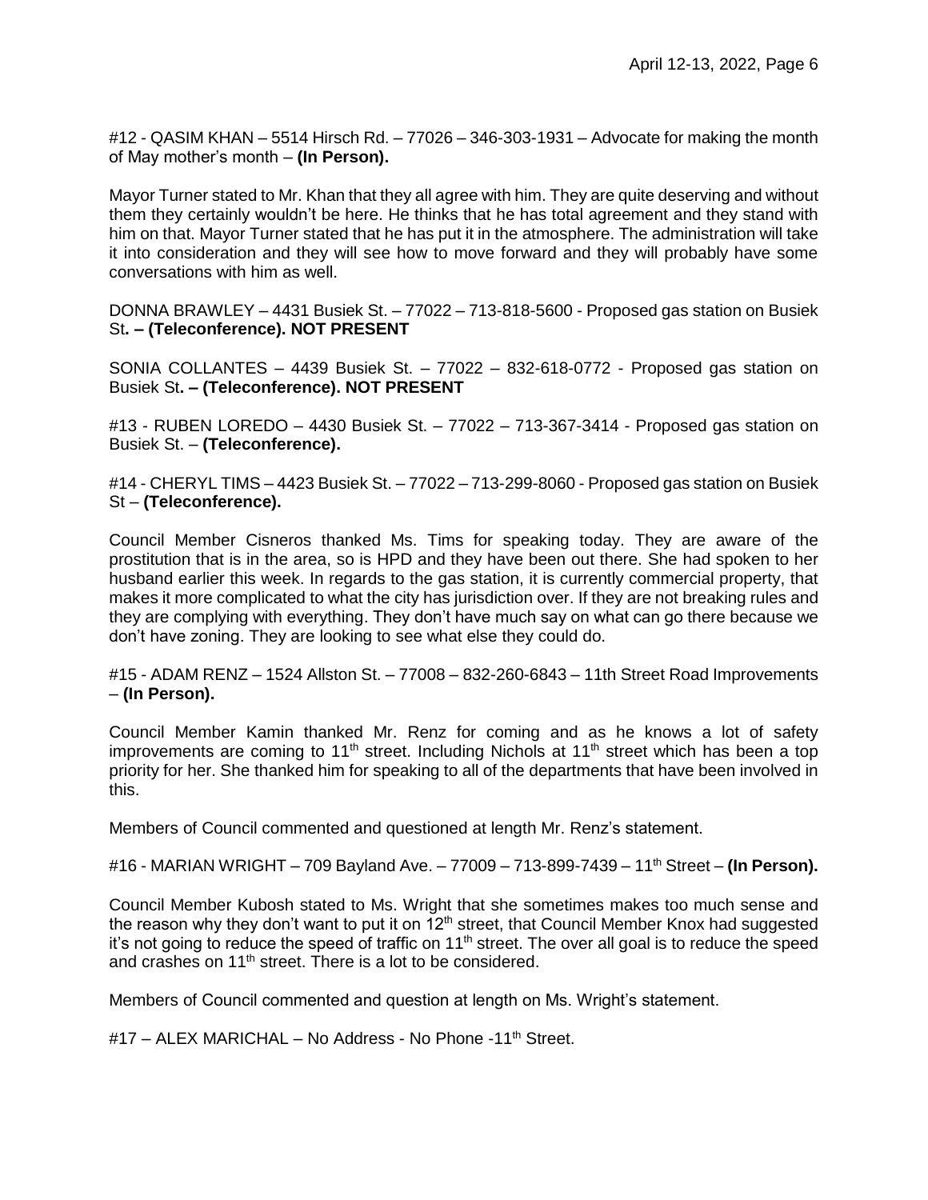#12 - QASIM KHAN – 5514 Hirsch Rd. – 77026 – 346-303-1931 – Advocate for making the month of May mother's month – **(In Person).**

Mayor Turner stated to Mr. Khan that they all agree with him. They are quite deserving and without them they certainly wouldn't be here. He thinks that he has total agreement and they stand with him on that. Mayor Turner stated that he has put it in the atmosphere. The administration will take it into consideration and they will see how to move forward and they will probably have some conversations with him as well.

DONNA BRAWLEY – 4431 Busiek St. – 77022 – 713-818-5600 - Proposed gas station on Busiek St**. – (Teleconference). NOT PRESENT**

SONIA COLLANTES – 4439 Busiek St. – 77022 – 832-618-0772 - Proposed gas station on Busiek St**. – (Teleconference). NOT PRESENT**

#13 - RUBEN LOREDO – 4430 Busiek St. – 77022 – 713-367-3414 - Proposed gas station on Busiek St. – **(Teleconference).**

#14 - CHERYL TIMS – 4423 Busiek St. – 77022 – 713-299-8060 - Proposed gas station on Busiek St – **(Teleconference).**

Council Member Cisneros thanked Ms. Tims for speaking today. They are aware of the prostitution that is in the area, so is HPD and they have been out there. She had spoken to her husband earlier this week. In regards to the gas station, it is currently commercial property, that makes it more complicated to what the city has jurisdiction over. If they are not breaking rules and they are complying with everything. They don't have much say on what can go there because we don't have zoning. They are looking to see what else they could do.

#15 - ADAM RENZ – 1524 Allston St. – 77008 – 832-260-6843 – 11th Street Road Improvements – **(In Person).**

Council Member Kamin thanked Mr. Renz for coming and as he knows a lot of safety improvements are coming to 11th street. Including Nichols at 11th street which has been a top priority for her. She thanked him for speaking to all of the departments that have been involved in this.

Members of Council commented and questioned at length Mr. Renz's statement.

#16 - MARIAN WRIGHT – 709 Bayland Ave. – 77009 – 713-899-7439 – 11th Street – **(In Person).**

Council Member Kubosh stated to Ms. Wright that she sometimes makes too much sense and the reason why they don't want to put it on 12th street, that Council Member Knox had suggested it's not going to reduce the speed of traffic on 11th street. The over all goal is to reduce the speed and crashes on 11th street. There is a lot to be considered.

Members of Council commented and question at length on Ms. Wright's statement.

#17 – ALEX MARICHAL – No Address - No Phone -11th Street.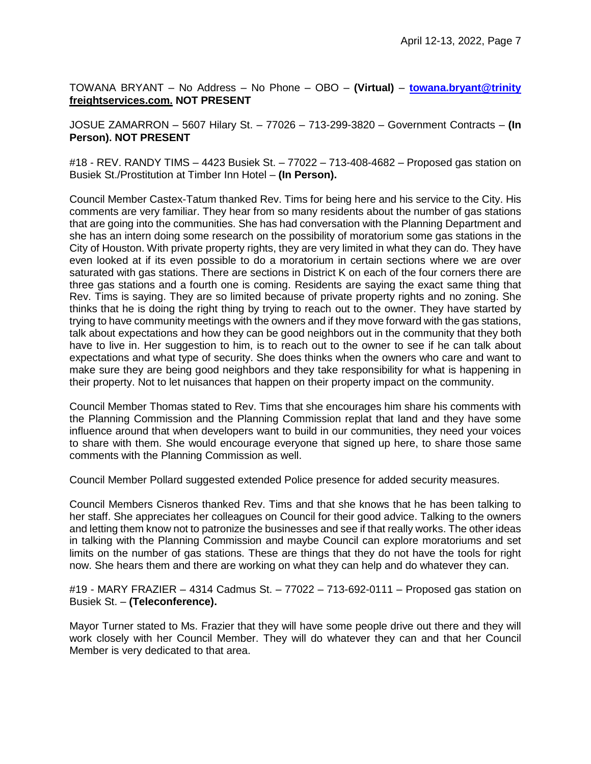TOWANA BRYANT – No Address – No Phone – OBO – **(Virtual)** – **towana.bryant@trinity freightservices.com. NOT PRESENT**

JOSUE ZAMARRON – 5607 Hilary St. – 77026 – 713-299-3820 – Government Contracts – **(In Person). NOT PRESENT**

#18 - REV. RANDY TIMS – 4423 Busiek St. – 77022 – 713-408-4682 – Proposed gas station on Busiek St./Prostitution at Timber Inn Hotel – **(In Person).**

Council Member Castex-Tatum thanked Rev. Tims for being here and his service to the City. His comments are very familiar. They hear from so many residents about the number of gas stations that are going into the communities. She has had conversation with the Planning Department and she has an intern doing some research on the possibility of moratorium some gas stations in the City of Houston. With private property rights, they are very limited in what they can do. They have even looked at if its even possible to do a moratorium in certain sections where we are over saturated with gas stations. There are sections in District K on each of the four corners there are three gas stations and a fourth one is coming. Residents are saying the exact same thing that Rev. Tims is saying. They are so limited because of private property rights and no zoning. She thinks that he is doing the right thing by trying to reach out to the owner. They have started by trying to have community meetings with the owners and if they move forward with the gas stations, talk about expectations and how they can be good neighbors out in the community that they both have to live in. Her suggestion to him, is to reach out to the owner to see if he can talk about expectations and what type of security. She does thinks when the owners who care and want to make sure they are being good neighbors and they take responsibility for what is happening in their property. Not to let nuisances that happen on their property impact on the community.

Council Member Thomas stated to Rev. Tims that she encourages him share his comments with the Planning Commission and the Planning Commission replat that land and they have some influence around that when developers want to build in our communities, they need your voices to share with them. She would encourage everyone that signed up here, to share those same comments with the Planning Commission as well.

Council Member Pollard suggested extended Police presence for added security measures.

Council Members Cisneros thanked Rev. Tims and that she knows that he has been talking to her staff. She appreciates her colleagues on Council for their good advice. Talking to the owners and letting them know not to patronize the businesses and see if that really works. The other ideas in talking with the Planning Commission and maybe Council can explore moratoriums and set limits on the number of gas stations. These are things that they do not have the tools for right now. She hears them and there are working on what they can help and do whatever they can.

#19 - MARY FRAZIER – 4314 Cadmus St. – 77022 – 713-692-0111 – Proposed gas station on Busiek St. – **(Teleconference).**

Mayor Turner stated to Ms. Frazier that they will have some people drive out there and they will work closely with her Council Member. They will do whatever they can and that her Council Member is very dedicated to that area.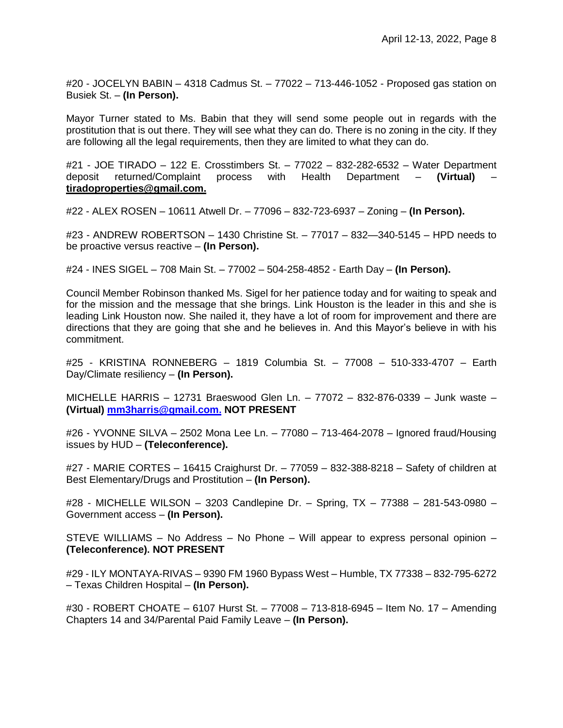#20 - JOCELYN BABIN – 4318 Cadmus St. – 77022 – 713-446-1052 - Proposed gas station on Busiek St. – **(In Person).**

Mayor Turner stated to Ms. Babin that they will send some people out in regards with the prostitution that is out there. They will see what they can do. There is no zoning in the city. If they are following all the legal requirements, then they are limited to what they can do.

#21 - JOE TIRADO – 122 E. Crosstimbers St. – 77022 – 832-282-6532 – Water Department deposit returned/Complaint process with Health Department – **(Virtual)** – **tiradoproperties@gmail.com.**

#22 - ALEX ROSEN – 10611 Atwell Dr. – 77096 – 832-723-6937 – Zoning – **(In Person).**

#23 - ANDREW ROBERTSON – 1430 Christine St. – 77017 – 832—340-5145 – HPD needs to be proactive versus reactive – **(In Person).**

#24 - INES SIGEL – 708 Main St. – 77002 – 504-258-4852 - Earth Day – **(In Person).**

Council Member Robinson thanked Ms. Sigel for her patience today and for waiting to speak and for the mission and the message that she brings. Link Houston is the leader in this and she is leading Link Houston now. She nailed it, they have a lot of room for improvement and there are directions that they are going that she and he believes in. And this Mayor's believe in with his commitment.

#25 - KRISTINA RONNEBERG – 1819 Columbia St. – 77008 – 510-333-4707 – Earth Day/Climate resiliency – **(In Person).**

MICHELLE HARRIS – 12731 Braeswood Glen Ln. – 77072 – 832-876-0339 – Junk waste – **(Virtual) mm3harris@gmail.com. NOT PRESENT**

#26 - YVONNE SILVA – 2502 Mona Lee Ln. – 77080 – 713-464-2078 – Ignored fraud/Housing issues by HUD – **(Teleconference).**

#27 - MARIE CORTES – 16415 Craighurst Dr. – 77059 – 832-388-8218 – Safety of children at Best Elementary/Drugs and Prostitution – **(In Person).**

#28 - MICHELLE WILSON – 3203 Candlepine Dr. – Spring, TX – 77388 – 281-543-0980 – Government access – **(In Person).**

STEVE WILLIAMS – No Address – No Phone – Will appear to express personal opinion – **(Teleconference). NOT PRESENT**

#29 - ILY MONTAYA-RIVAS – 9390 FM 1960 Bypass West – Humble, TX 77338 – 832-795-6272 – Texas Children Hospital – **(In Person).**

#30 - ROBERT CHOATE – 6107 Hurst St. – 77008 – 713-818-6945 – Item No. 17 – Amending Chapters 14 and 34/Parental Paid Family Leave – **(In Person).**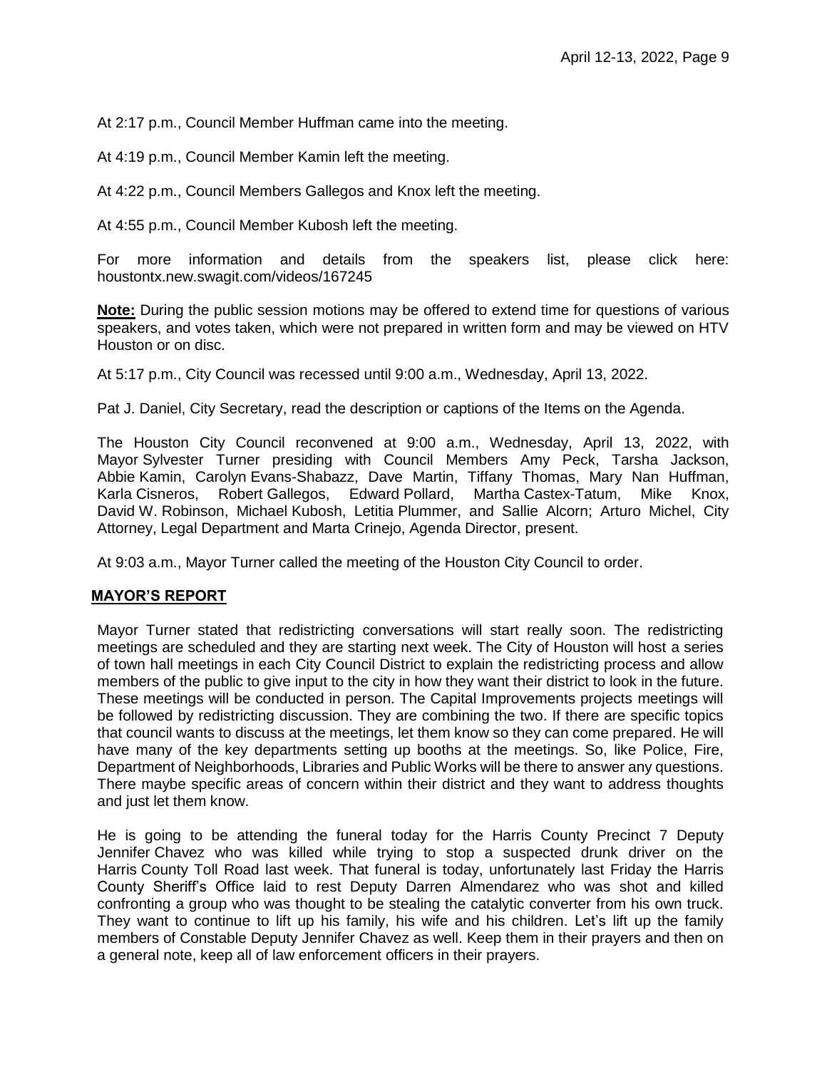At 2:17 p.m., Council Member Huffman came into the meeting.

At 4:19 p.m., Council Member Kamin left the meeting.

At 4:22 p.m., Council Members Gallegos and Knox left the meeting.

At 4:55 p.m., Council Member Kubosh left the meeting.

For more information and details from the speakers list, please click here: houstontx.new.swagit.com/videos/167245

**Note:** During the public session motions may be offered to extend time for questions of various speakers, and votes taken, which were not prepared in written form and may be viewed on HTV Houston or on disc.

At 5:17 p.m., City Council was recessed until 9:00 a.m., Wednesday, April 13, 2022.

Pat J. Daniel, City Secretary, read the description or captions of the Items on the Agenda.

The Houston City Council reconvened at 9:00 a.m., Wednesday, April 13, 2022, with Mayor Sylvester Turner presiding with Council Members Amy Peck, Tarsha Jackson, Abbie Kamin, Carolyn Evans-Shabazz, Dave Martin, Tiffany Thomas, Mary Nan Huffman, Karla Cisneros, Robert Gallegos, Edward Pollard, Martha Castex-Tatum, Mike Knox, David W. Robinson, Michael Kubosh, Letitia Plummer, and Sallie Alcorn; Arturo Michel, City Attorney, Legal Department and Marta Crinejo, Agenda Director, present.

At 9:03 a.m., Mayor Turner called the meeting of the Houston City Council to order.

## MAYOR'S REPORT

Mayor Turner stated that redistricting conversations will start really soon. The redistricting meetings are scheduled and they are starting next week. The City of Houston will host a series of town hall meetings in each City Council District to explain the redistricting process and allow members of the public to give input to the city in how they want their district to look in the future. These meetings will be conducted in person. The Capital Improvements projects meetings will be followed by redistricting discussion. They are combining the two. If there are specific topics that council wants to discuss at the meetings, let them know so they can come prepared. He will have many of the key departments setting up booths at the meetings. So, like Police, Fire, Department of Neighborhoods, Libraries and Public Works will be there to answer any questions. There maybe specific areas of concern within their district and they want to address thoughts and just let them know.

He is going to be attending the funeral today for the Harris County Precinct 7 Deputy Jennifer Chavez who was killed while trying to stop a suspected drunk driver on the Harris County Toll Road last week. That funeral is today, unfortunately last Friday the Harris County Sheriff's Office laid to rest Deputy Darren Almendarez who was shot and killed confronting a group who was thought to be stealing the catalytic converter from his own truck. They want to continue to lift up his family, his wife and his children. Let's lift up the family members of Constable Deputy Jennifer Chavez as well. Keep them in their prayers and then on a general note, keep all of law enforcement officers in their prayers.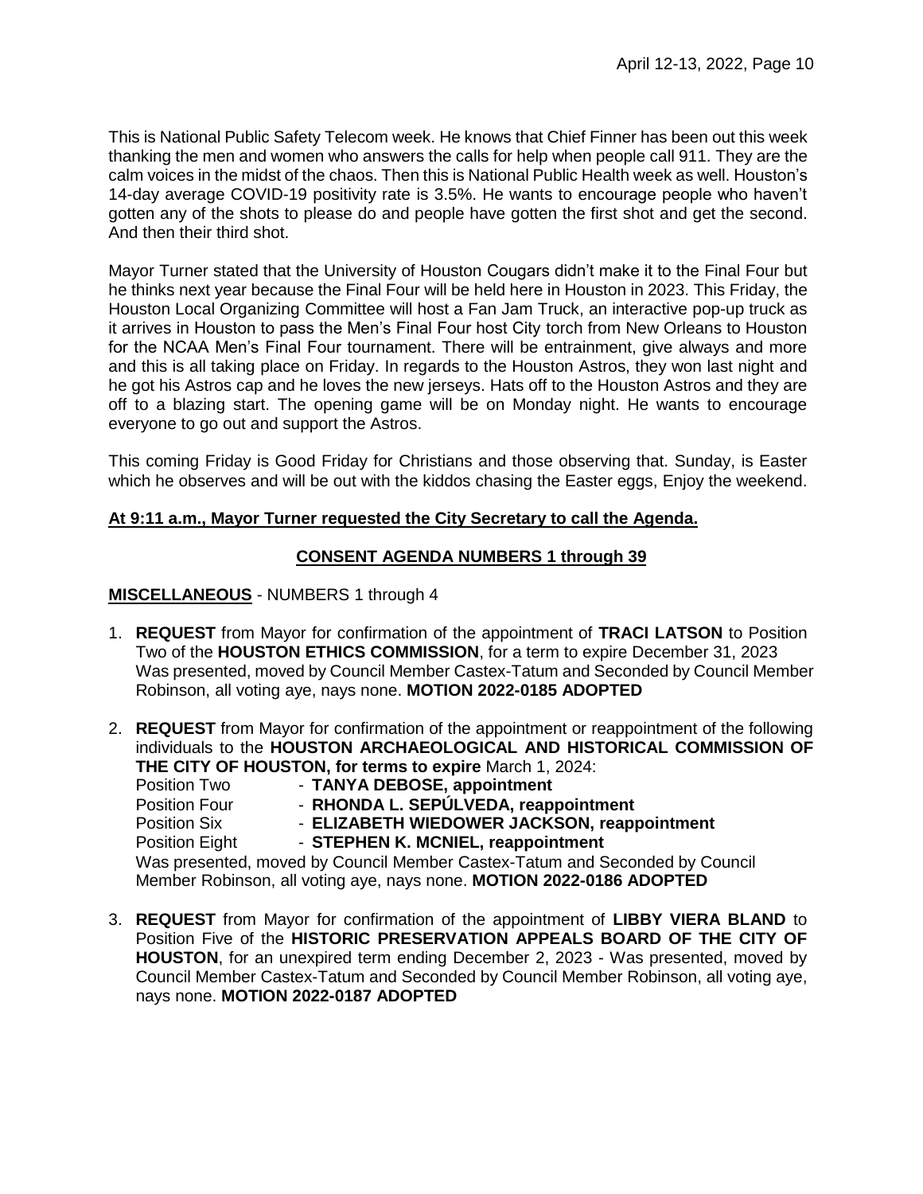This is National Public Safety Telecom week. He knows that Chief Finner has been out this week thanking the men and women who answers the calls for help when people call 911. They are the calm voices in the midst of the chaos. Then this is National Public Health week as well. Houston's 14-day average COVID-19 positivity rate is 3.5%. He wants to encourage people who haven't gotten any of the shots to please do and people have gotten the first shot and get the second. And then their third shot.

Mayor Turner stated that the University of Houston Cougars didn't make it to the Final Four but he thinks next year because the Final Four will be held here in Houston in 2023. This Friday, the Houston Local Organizing Committee will host a Fan Jam Truck, an interactive pop-up truck as it arrives in Houston to pass the Men's Final Four host City torch from New Orleans to Houston for the NCAA Men's Final Four tournament. There will be entrainment, give always and more and this is all taking place on Friday. In regards to the Houston Astros, they won last night and he got his Astros cap and he loves the new jerseys. Hats off to the Houston Astros and they are off to a blazing start. The opening game will be on Monday night. He wants to encourage everyone to go out and support the Astros.

This coming Friday is Good Friday for Christians and those observing that. Sunday, is Easter which he observes and will be out with the kiddos chasing the Easter eggs, Enjoy the weekend.

**At 9:11 a.m., Mayor Turner requested the City Secretary to call the Agenda.**

**CONSENT AGENDA NUMBERS 1 through 39**

**MISCELLANEOUS** - NUMBERS 1 through 4

1. **REQUEST** from Mayor for confirmation of the appointment of **TRACI LATSON** to Position Two of the **HOUSTON ETHICS COMMISSION**, for a term to expire December 31, 2023 Was presented, moved by Council Member Castex-Tatum and Seconded by Council Member Robinson, all voting aye, nays none. **MOTION 2022-0185 ADOPTED**

2. **REQUEST** from Mayor for confirmation of the appointment or reappointment of the following individuals to the **HOUSTON ARCHAEOLOGICAL AND HISTORICAL COMMISSION OF THE CITY OF HOUSTON, for terms to expire** March 1, 2024:
   Position Two - **TANYA DEBOSE, appointment**
   Position Four - **RHONDA L. SEPÚLVEDA, reappointment**
   Position Six - **ELIZABETH WIEDOWER JACKSON, reappointment**
   Position Eight - **STEPHEN K. MCNIEL, reappointment**
   Was presented, moved by Council Member Castex-Tatum and Seconded by Council Member Robinson, all voting aye, nays none. **MOTION 2022-0186 ADOPTED**

3. **REQUEST** from Mayor for confirmation of the appointment of **LIBBY VIERA BLAND** to Position Five of the **HISTORIC PRESERVATION APPEALS BOARD OF THE CITY OF HOUSTON**, for an unexpired term ending December 2, 2023 - Was presented, moved by Council Member Castex-Tatum and Seconded by Council Member Robinson, all voting aye, nays none. **MOTION 2022-0187 ADOPTED**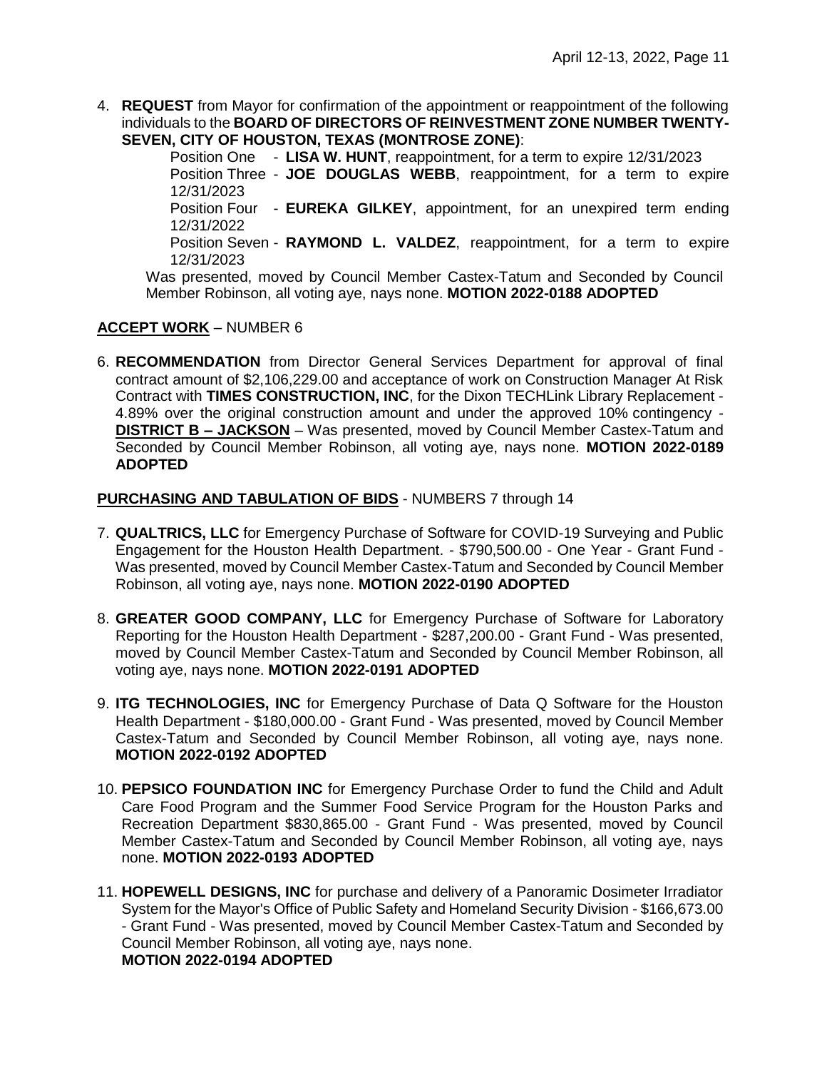4. **REQUEST** from Mayor for confirmation of the appointment or reappointment of the following individuals to the **BOARD OF DIRECTORS OF REINVESTMENT ZONE NUMBER TWENTY-SEVEN, CITY OF HOUSTON, TEXAS (MONTROSE ZONE)**:

   Position One - **LISA W. HUNT**, reappointment, for a term to expire 12/31/2023

   Position Three - **JOE DOUGLAS WEBB**, reappointment, for a term to expire 12/31/2023

   Position Four - **EUREKA GILKEY**, appointment, for an unexpired term ending 12/31/2022

   Position Seven - **RAYMOND L. VALDEZ**, reappointment, for a term to expire 12/31/2023

   Was presented, moved by Council Member Castex-Tatum and Seconded by Council Member Robinson, all voting aye, nays none. **MOTION 2022-0188 ADOPTED**

**ACCEPT WORK** – NUMBER 6

6. **RECOMMENDATION** from Director General Services Department for approval of final contract amount of $2,106,229.00 and acceptance of work on Construction Manager At Risk Contract with **TIMES CONSTRUCTION, INC**, for the Dixon TECHLink Library Replacement - 4.89% over the original construction amount and under the approved 10% contingency - **DISTRICT B – JACKSON** – Was presented, moved by Council Member Castex-Tatum and Seconded by Council Member Robinson, all voting aye, nays none. **MOTION 2022-0189 ADOPTED**

**PURCHASING AND TABULATION OF BIDS** - NUMBERS 7 through 14

7. **QUALTRICS, LLC** for Emergency Purchase of Software for COVID-19 Surveying and Public Engagement for the Houston Health Department. - $790,500.00 - One Year - Grant Fund - Was presented, moved by Council Member Castex-Tatum and Seconded by Council Member Robinson, all voting aye, nays none. **MOTION 2022-0190 ADOPTED**

8. **GREATER GOOD COMPANY, LLC** for Emergency Purchase of Software for Laboratory Reporting for the Houston Health Department - $287,200.00 - Grant Fund - Was presented, moved by Council Member Castex-Tatum and Seconded by Council Member Robinson, all voting aye, nays none. **MOTION 2022-0191 ADOPTED**

9. **ITG TECHNOLOGIES, INC** for Emergency Purchase of Data Q Software for the Houston Health Department - $180,000.00 - Grant Fund - Was presented, moved by Council Member Castex-Tatum and Seconded by Council Member Robinson, all voting aye, nays none. **MOTION 2022-0192 ADOPTED**

10. **PEPSICO FOUNDATION INC** for Emergency Purchase Order to fund the Child and Adult Care Food Program and the Summer Food Service Program for the Houston Parks and Recreation Department $830,865.00 - Grant Fund - Was presented, moved by Council Member Castex-Tatum and Seconded by Council Member Robinson, all voting aye, nays none. **MOTION 2022-0193 ADOPTED**

11. **HOPEWELL DESIGNS, INC** for purchase and delivery of a Panoramic Dosimeter Irradiator System for the Mayor's Office of Public Safety and Homeland Security Division - $166,673.00 - Grant Fund - Was presented, moved by Council Member Castex-Tatum and Seconded by Council Member Robinson, all voting aye, nays none.
    **MOTION 2022-0194 ADOPTED**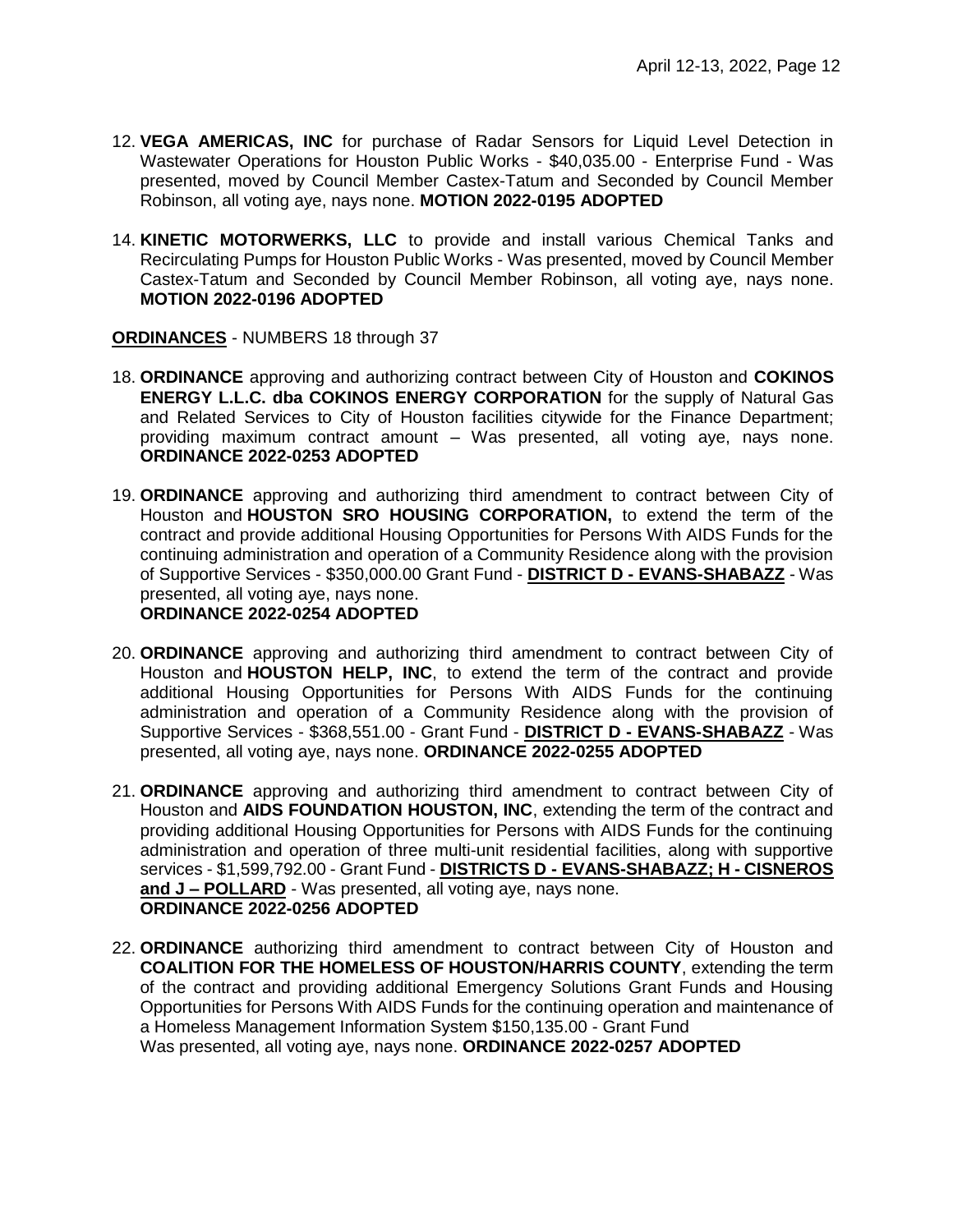12. **VEGA AMERICAS, INC** for purchase of Radar Sensors for Liquid Level Detection in Wastewater Operations for Houston Public Works - $40,035.00 - Enterprise Fund - Was presented, moved by Council Member Castex-Tatum and Seconded by Council Member Robinson, all voting aye, nays none. **MOTION 2022-0195 ADOPTED**

14. **KINETIC MOTORWERKS, LLC** to provide and install various Chemical Tanks and Recirculating Pumps for Houston Public Works - Was presented, moved by Council Member Castex-Tatum and Seconded by Council Member Robinson, all voting aye, nays none. **MOTION 2022-0196 ADOPTED**

**ORDINANCES** - NUMBERS 18 through 37

18. **ORDINANCE** approving and authorizing contract between City of Houston and **COKINOS ENERGY L.L.C. dba COKINOS ENERGY CORPORATION** for the supply of Natural Gas and Related Services to City of Houston facilities citywide for the Finance Department; providing maximum contract amount – Was presented, all voting aye, nays none. **ORDINANCE 2022-0253 ADOPTED**

19. **ORDINANCE** approving and authorizing third amendment to contract between City of Houston and **HOUSTON SRO HOUSING CORPORATION,** to extend the term of the contract and provide additional Housing Opportunities for Persons With AIDS Funds for the continuing administration and operation of a Community Residence along with the provision of Supportive Services - $350,000.00 Grant Fund - **DISTRICT D - EVANS-SHABAZZ** - Was presented, all voting aye, nays none.
**ORDINANCE 2022-0254 ADOPTED**

20. **ORDINANCE** approving and authorizing third amendment to contract between City of Houston and **HOUSTON HELP, INC**, to extend the term of the contract and provide additional Housing Opportunities for Persons With AIDS Funds for the continuing administration and operation of a Community Residence along with the provision of Supportive Services - $368,551.00 - Grant Fund - **DISTRICT D - EVANS-SHABAZZ** - Was presented, all voting aye, nays none. **ORDINANCE 2022-0255 ADOPTED**

21. **ORDINANCE** approving and authorizing third amendment to contract between City of Houston and **AIDS FOUNDATION HOUSTON, INC**, extending the term of the contract and providing additional Housing Opportunities for Persons with AIDS Funds for the continuing administration and operation of three multi-unit residential facilities, along with supportive services - $1,599,792.00 - Grant Fund - **DISTRICTS D - EVANS-SHABAZZ; H - CISNEROS and J – POLLARD** - Was presented, all voting aye, nays none.
**ORDINANCE 2022-0256 ADOPTED**

22. **ORDINANCE** authorizing third amendment to contract between City of Houston and **COALITION FOR THE HOMELESS OF HOUSTON/HARRIS COUNTY**, extending the term of the contract and providing additional Emergency Solutions Grant Funds and Housing Opportunities for Persons With AIDS Funds for the continuing operation and maintenance of a Homeless Management Information System $150,135.00 - Grant Fund
Was presented, all voting aye, nays none. **ORDINANCE 2022-0257 ADOPTED**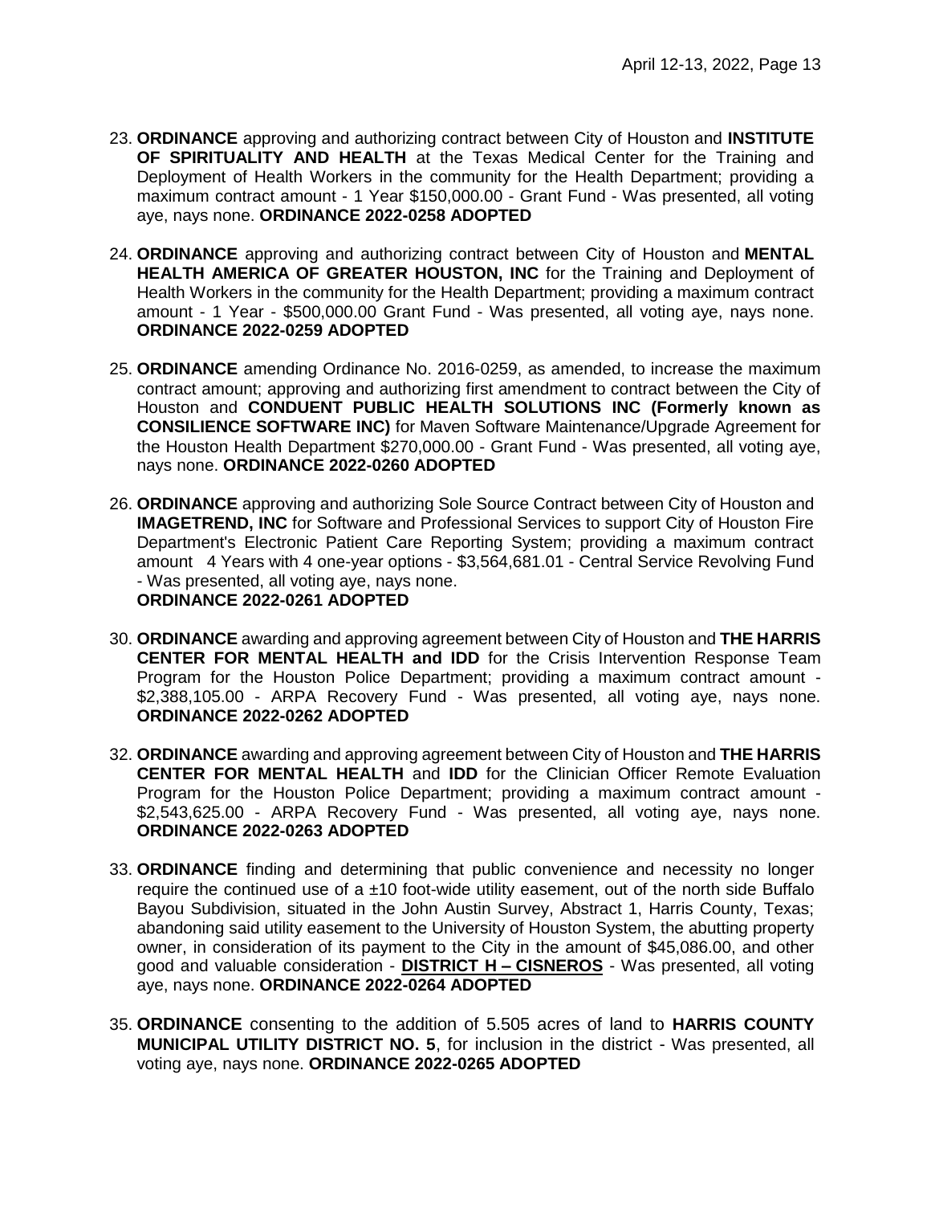23. **ORDINANCE** approving and authorizing contract between City of Houston and **INSTITUTE OF SPIRITUALITY AND HEALTH** at the Texas Medical Center for the Training and Deployment of Health Workers in the community for the Health Department; providing a maximum contract amount - 1 Year $150,000.00 - Grant Fund - Was presented, all voting aye, nays none. **ORDINANCE 2022-0258 ADOPTED**

24. **ORDINANCE** approving and authorizing contract between City of Houston and **MENTAL HEALTH AMERICA OF GREATER HOUSTON, INC** for the Training and Deployment of Health Workers in the community for the Health Department; providing a maximum contract amount - 1 Year - $500,000.00 Grant Fund - Was presented, all voting aye, nays none. **ORDINANCE 2022-0259 ADOPTED**

25. **ORDINANCE** amending Ordinance No. 2016-0259, as amended, to increase the maximum contract amount; approving and authorizing first amendment to contract between the City of Houston and **CONDUENT PUBLIC HEALTH SOLUTIONS INC (Formerly known as CONSILIENCE SOFTWARE INC)** for Maven Software Maintenance/Upgrade Agreement for the Houston Health Department $270,000.00 - Grant Fund - Was presented, all voting aye, nays none. **ORDINANCE 2022-0260 ADOPTED**

26. **ORDINANCE** approving and authorizing Sole Source Contract between City of Houston and **IMAGETREND, INC** for Software and Professional Services to support City of Houston Fire Department's Electronic Patient Care Reporting System; providing a maximum contract amount 4 Years with 4 one-year options - $3,564,681.01 - Central Service Revolving Fund - Was presented, all voting aye, nays none.
**ORDINANCE 2022-0261 ADOPTED**

30. **ORDINANCE** awarding and approving agreement between City of Houston and **THE HARRIS CENTER FOR MENTAL HEALTH and IDD** for the Crisis Intervention Response Team Program for the Houston Police Department; providing a maximum contract amount - $2,388,105.00 - ARPA Recovery Fund - Was presented, all voting aye, nays none. **ORDINANCE 2022-0262 ADOPTED**

32. **ORDINANCE** awarding and approving agreement between City of Houston and **THE HARRIS CENTER FOR MENTAL HEALTH** and **IDD** for the Clinician Officer Remote Evaluation Program for the Houston Police Department; providing a maximum contract amount - $2,543,625.00 - ARPA Recovery Fund - Was presented, all voting aye, nays none. **ORDINANCE 2022-0263 ADOPTED**

33. **ORDINANCE** finding and determining that public convenience and necessity no longer require the continued use of a ±10 foot-wide utility easement, out of the north side Buffalo Bayou Subdivision, situated in the John Austin Survey, Abstract 1, Harris County, Texas; abandoning said utility easement to the University of Houston System, the abutting property owner, in consideration of its payment to the City in the amount of $45,086.00, and other good and valuable consideration - **DISTRICT H – CISNEROS** - Was presented, all voting aye, nays none. **ORDINANCE 2022-0264 ADOPTED**

35. **ORDINANCE** consenting to the addition of 5.505 acres of land to **HARRIS COUNTY MUNICIPAL UTILITY DISTRICT NO. 5**, for inclusion in the district - Was presented, all voting aye, nays none. **ORDINANCE 2022-0265 ADOPTED**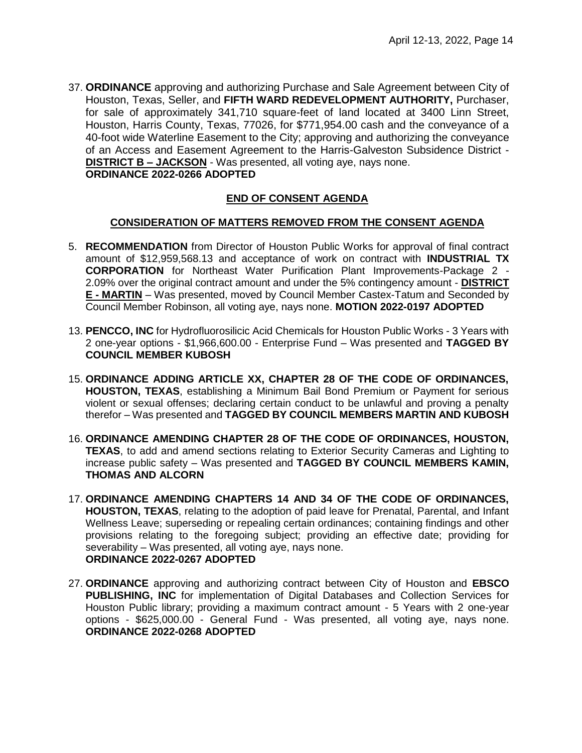37. **ORDINANCE** approving and authorizing Purchase and Sale Agreement between City of Houston, Texas, Seller, and **FIFTH WARD REDEVELOPMENT AUTHORITY,** Purchaser, for sale of approximately 341,710 square-feet of land located at 3400 Linn Street, Houston, Harris County, Texas, 77026, for $771,954.00 cash and the conveyance of a 40-foot wide Waterline Easement to the City; approving and authorizing the conveyance of an Access and Easement Agreement to the Harris-Galveston Subsidence District - **DISTRICT B – JACKSON** - Was presented, all voting aye, nays none. **ORDINANCE 2022-0266 ADOPTED**

**END OF CONSENT AGENDA**

**CONSIDERATION OF MATTERS REMOVED FROM THE CONSENT AGENDA**

5. **RECOMMENDATION** from Director of Houston Public Works for approval of final contract amount of $12,959,568.13 and acceptance of work on contract with **INDUSTRIAL TX CORPORATION** for Northeast Water Purification Plant Improvements-Package 2 - 2.09% over the original contract amount and under the 5% contingency amount - **DISTRICT E - MARTIN** – Was presented, moved by Council Member Castex-Tatum and Seconded by Council Member Robinson, all voting aye, nays none. **MOTION 2022-0197 ADOPTED**

13. **PENCCO, INC** for Hydrofluorosilicic Acid Chemicals for Houston Public Works - 3 Years with 2 one-year options - $1,966,600.00 - Enterprise Fund – Was presented and **TAGGED BY COUNCIL MEMBER KUBOSH**

15. **ORDINANCE ADDING ARTICLE XX, CHAPTER 28 OF THE CODE OF ORDINANCES, HOUSTON, TEXAS**, establishing a Minimum Bail Bond Premium or Payment for serious violent or sexual offenses; declaring certain conduct to be unlawful and proving a penalty therefor – Was presented and **TAGGED BY COUNCIL MEMBERS MARTIN AND KUBOSH**

16. **ORDINANCE AMENDING CHAPTER 28 OF THE CODE OF ORDINANCES, HOUSTON, TEXAS**, to add and amend sections relating to Exterior Security Cameras and Lighting to increase public safety – Was presented and **TAGGED BY COUNCIL MEMBERS KAMIN, THOMAS AND ALCORN**

17. **ORDINANCE AMENDING CHAPTERS 14 AND 34 OF THE CODE OF ORDINANCES, HOUSTON, TEXAS**, relating to the adoption of paid leave for Prenatal, Parental, and Infant Wellness Leave; superseding or repealing certain ordinances; containing findings and other provisions relating to the foregoing subject; providing an effective date; providing for severability – Was presented, all voting aye, nays none. **ORDINANCE 2022-0267 ADOPTED**

27. **ORDINANCE** approving and authorizing contract between City of Houston and **EBSCO PUBLISHING, INC** for implementation of Digital Databases and Collection Services for Houston Public library; providing a maximum contract amount - 5 Years with 2 one-year options - $625,000.00 - General Fund - Was presented, all voting aye, nays none. **ORDINANCE 2022-0268 ADOPTED**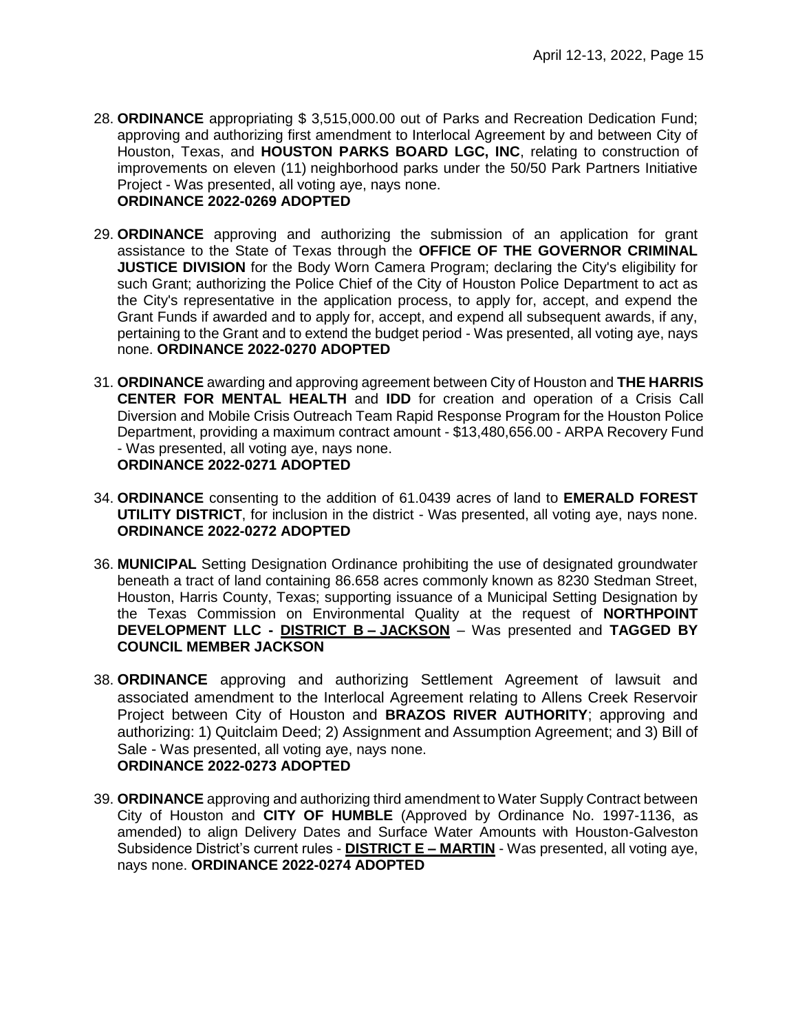28. **ORDINANCE** appropriating $ 3,515,000.00 out of Parks and Recreation Dedication Fund; approving and authorizing first amendment to Interlocal Agreement by and between City of Houston, Texas, and **HOUSTON PARKS BOARD LGC, INC**, relating to construction of improvements on eleven (11) neighborhood parks under the 50/50 Park Partners Initiative Project - Was presented, all voting aye, nays none.
**ORDINANCE 2022-0269 ADOPTED**

29. **ORDINANCE** approving and authorizing the submission of an application for grant assistance to the State of Texas through the **OFFICE OF THE GOVERNOR CRIMINAL JUSTICE DIVISION** for the Body Worn Camera Program; declaring the City's eligibility for such Grant; authorizing the Police Chief of the City of Houston Police Department to act as the City's representative in the application process, to apply for, accept, and expend the Grant Funds if awarded and to apply for, accept, and expend all subsequent awards, if any, pertaining to the Grant and to extend the budget period - Was presented, all voting aye, nays none. **ORDINANCE 2022-0270 ADOPTED**

31. **ORDINANCE** awarding and approving agreement between City of Houston and **THE HARRIS CENTER FOR MENTAL HEALTH** and **IDD** for creation and operation of a Crisis Call Diversion and Mobile Crisis Outreach Team Rapid Response Program for the Houston Police Department, providing a maximum contract amount - $13,480,656.00 - ARPA Recovery Fund - Was presented, all voting aye, nays none.
**ORDINANCE 2022-0271 ADOPTED**

34. **ORDINANCE** consenting to the addition of 61.0439 acres of land to **EMERALD FOREST UTILITY DISTRICT**, for inclusion in the district - Was presented, all voting aye, nays none. **ORDINANCE 2022-0272 ADOPTED**

36. **MUNICIPAL** Setting Designation Ordinance prohibiting the use of designated groundwater beneath a tract of land containing 86.658 acres commonly known as 8230 Stedman Street, Houston, Harris County, Texas; supporting issuance of a Municipal Setting Designation by the Texas Commission on Environmental Quality at the request of **NORTHPOINT DEVELOPMENT LLC - DISTRICT B – JACKSON** – Was presented and **TAGGED BY COUNCIL MEMBER JACKSON**

38. **ORDINANCE** approving and authorizing Settlement Agreement of lawsuit and associated amendment to the Interlocal Agreement relating to Allens Creek Reservoir Project between City of Houston and **BRAZOS RIVER AUTHORITY**; approving and authorizing: 1) Quitclaim Deed; 2) Assignment and Assumption Agreement; and 3) Bill of Sale - Was presented, all voting aye, nays none.
**ORDINANCE 2022-0273 ADOPTED**

39. **ORDINANCE** approving and authorizing third amendment to Water Supply Contract between City of Houston and **CITY OF HUMBLE** (Approved by Ordinance No. 1997-1136, as amended) to align Delivery Dates and Surface Water Amounts with Houston-Galveston Subsidence District's current rules - **DISTRICT E – MARTIN** - Was presented, all voting aye, nays none. **ORDINANCE 2022-0274 ADOPTED**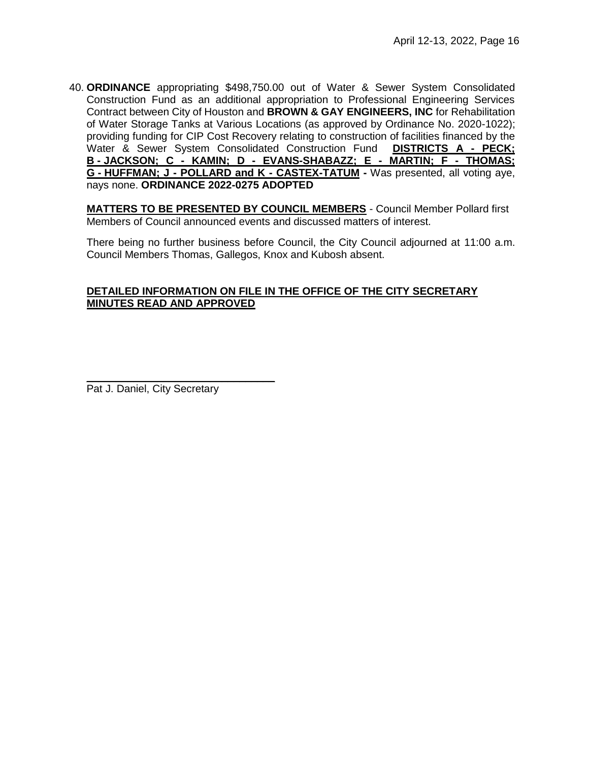40. **ORDINANCE** appropriating $498,750.00 out of Water & Sewer System Consolidated Construction Fund as an additional appropriation to Professional Engineering Services Contract between City of Houston and **BROWN & GAY ENGINEERS, INC** for Rehabilitation of Water Storage Tanks at Various Locations (as approved by Ordinance No. 2020-1022); providing funding for CIP Cost Recovery relating to construction of facilities financed by the Water & Sewer System Consolidated Construction Fund **DISTRICTS A - PECK; B - JACKSON; C - KAMIN; D - EVANS-SHABAZZ; E - MARTIN; F - THOMAS; G - HUFFMAN; J - POLLARD and K - CASTEX-TATUM -** Was presented, all voting aye, nays none. **ORDINANCE 2022-0275 ADOPTED**

**MATTERS TO BE PRESENTED BY COUNCIL MEMBERS** - Council Member Pollard first Members of Council announced events and discussed matters of interest.

There being no further business before Council, the City Council adjourned at 11:00 a.m. Council Members Thomas, Gallegos, Knox and Kubosh absent.

**DETAILED INFORMATION ON FILE IN THE OFFICE OF THE CITY SECRETARY**
**MINUTES READ AND APPROVED**

\_\_\_\_\_\_\_\_\_\_\_\_\_\_\_\_\_\_\_\_\_\_\_\_\_\_\_\_\_\_\_\_

Pat J. Daniel, City Secretary